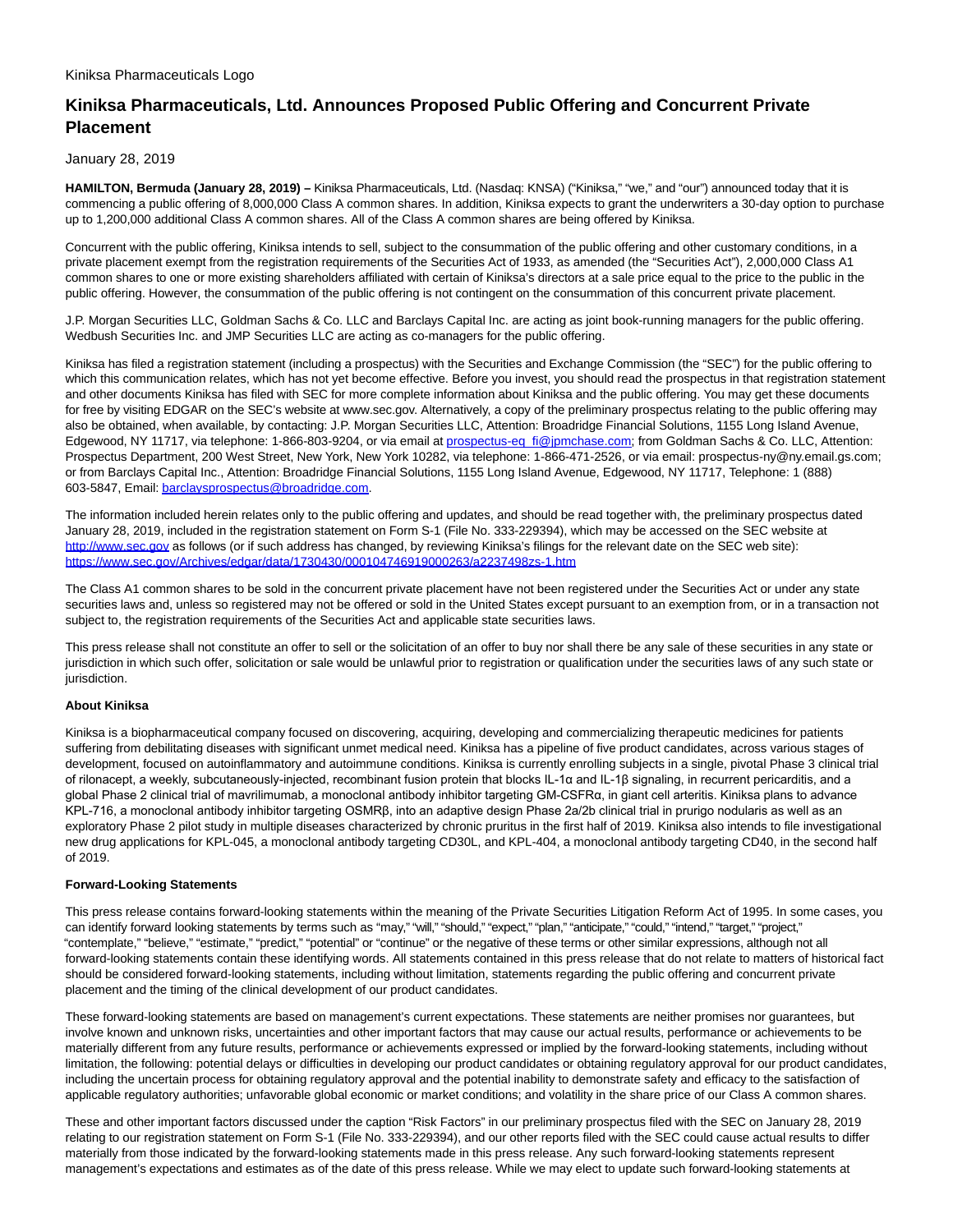Kiniksa Pharmaceuticals Logo

# Kiniksa Pharmaceuticals, Ltd. Announces Proposed Public Offering and Concurrent Private Placement

January 28, 2019

**HAMILTON, Bermuda (January 28, 2019) –** Kiniksa Pharmaceuticals, Ltd. (Nasdaq: KNSA) ("Kiniksa," "we," and "our") announced today that it is commencing a public offering of 8,000,000 Class A common shares. In addition, Kiniksa expects to grant the underwriters a 30-day option to purchase up to 1,200,000 additional Class A common shares. All of the Class A common shares are being offered by Kiniksa.

Concurrent with the public offering, Kiniksa intends to sell, subject to the consummation of the public offering and other customary conditions, in a private placement exempt from the registration requirements of the Securities Act of 1933, as amended (the "Securities Act"), 2,000,000 Class A1 common shares to one or more existing shareholders affiliated with certain of Kiniksa's directors at a sale price equal to the price to the public in the public offering. However, the consummation of the public offering is not contingent on the consummation of this concurrent private placement.

J.P. Morgan Securities LLC, Goldman Sachs & Co. LLC and Barclays Capital Inc. are acting as joint book-running managers for the public offering. Wedbush Securities Inc. and JMP Securities LLC are acting as co-managers for the public offering.

Kiniksa has filed a registration statement (including a prospectus) with the Securities and Exchange Commission (the "SEC") for the public offering to which this communication relates, which has not yet become effective. Before you invest, you should read the prospectus in that registration statement and other documents Kiniksa has filed with SEC for more complete information about Kiniksa and the public offering. You may get these documents for free by visiting EDGAR on the SEC's website at www.sec.gov. Alternatively, a copy of the preliminary prospectus relating to the public offering may also be obtained, when available, by contacting: J.P. Morgan Securities LLC, Attention: Broadridge Financial Solutions, 1155 Long Island Avenue, Edgewood, NY 11717, via telephone: 1-866-803-9204, or via email at prospectus-eq_fi@jpmchase.com; from Goldman Sachs & Co. LLC, Attention: Prospectus Department, 200 West Street, New York, New York 10282, via telephone: 1-866-471-2526, or via email: prospectus-ny@ny.email.gs.com; or from Barclays Capital Inc., Attention: Broadridge Financial Solutions, 1155 Long Island Avenue, Edgewood, NY 11717, Telephone: 1 (888) 603-5847, Email: barclaysprospectus@broadridge.com.

The information included herein relates only to the public offering and updates, and should be read together with, the preliminary prospectus dated January 28, 2019, included in the registration statement on Form S-1 (File No. 333-229394), which may be accessed on the SEC website at http://www.sec.gov as follows (or if such address has changed, by reviewing Kiniksa's filings for the relevant date on the SEC web site): https://www.sec.gov/Archives/edgar/data/1730430/000104746919000263/a2237498zs-1.htm

The Class A1 common shares to be sold in the concurrent private placement have not been registered under the Securities Act or under any state securities laws and, unless so registered may not be offered or sold in the United States except pursuant to an exemption from, or in a transaction not subject to, the registration requirements of the Securities Act and applicable state securities laws.

This press release shall not constitute an offer to sell or the solicitation of an offer to buy nor shall there be any sale of these securities in any state or jurisdiction in which such offer, solicitation or sale would be unlawful prior to registration or qualification under the securities laws of any such state or jurisdiction.

**About Kiniksa**

Kiniksa is a biopharmaceutical company focused on discovering, acquiring, developing and commercializing therapeutic medicines for patients suffering from debilitating diseases with significant unmet medical need. Kiniksa has a pipeline of five product candidates, across various stages of development, focused on autoinflammatory and autoimmune conditions. Kiniksa is currently enrolling subjects in a single, pivotal Phase 3 clinical trial of rilonacept, a weekly, subcutaneously-injected, recombinant fusion protein that blocks IL-1α and IL-1β signaling, in recurrent pericarditis, and a global Phase 2 clinical trial of mavrilimumab, a monoclonal antibody inhibitor targeting GM-CSFRα, in giant cell arteritis. Kiniksa plans to advance KPL-716, a monoclonal antibody inhibitor targeting OSMRβ, into an adaptive design Phase 2a/2b clinical trial in prurigo nodularis as well as an exploratory Phase 2 pilot study in multiple diseases characterized by chronic pruritus in the first half of 2019. Kiniksa also intends to file investigational new drug applications for KPL-045, a monoclonal antibody targeting CD30L, and KPL-404, a monoclonal antibody targeting CD40, in the second half of 2019.

**Forward-Looking Statements**

This press release contains forward-looking statements within the meaning of the Private Securities Litigation Reform Act of 1995. In some cases, you can identify forward looking statements by terms such as "may," "will," "should," "expect," "plan," "anticipate," "could," "intend," "target," "project," "contemplate," "believe," "estimate," "predict," "potential" or "continue" or the negative of these terms or other similar expressions, although not all forward-looking statements contain these identifying words. All statements contained in this press release that do not relate to matters of historical fact should be considered forward-looking statements, including without limitation, statements regarding the public offering and concurrent private placement and the timing of the clinical development of our product candidates.

These forward-looking statements are based on management's current expectations. These statements are neither promises nor guarantees, but involve known and unknown risks, uncertainties and other important factors that may cause our actual results, performance or achievements to be materially different from any future results, performance or achievements expressed or implied by the forward-looking statements, including without limitation, the following: potential delays or difficulties in developing our product candidates or obtaining regulatory approval for our product candidates, including the uncertain process for obtaining regulatory approval and the potential inability to demonstrate safety and efficacy to the satisfaction of applicable regulatory authorities; unfavorable global economic or market conditions; and volatility in the share price of our Class A common shares.

These and other important factors discussed under the caption "Risk Factors" in our preliminary prospectus filed with the SEC on January 28, 2019 relating to our registration statement on Form S-1 (File No. 333-229394), and our other reports filed with the SEC could cause actual results to differ materially from those indicated by the forward-looking statements made in this press release. Any such forward-looking statements represent management's expectations and estimates as of the date of this press release. While we may elect to update such forward-looking statements at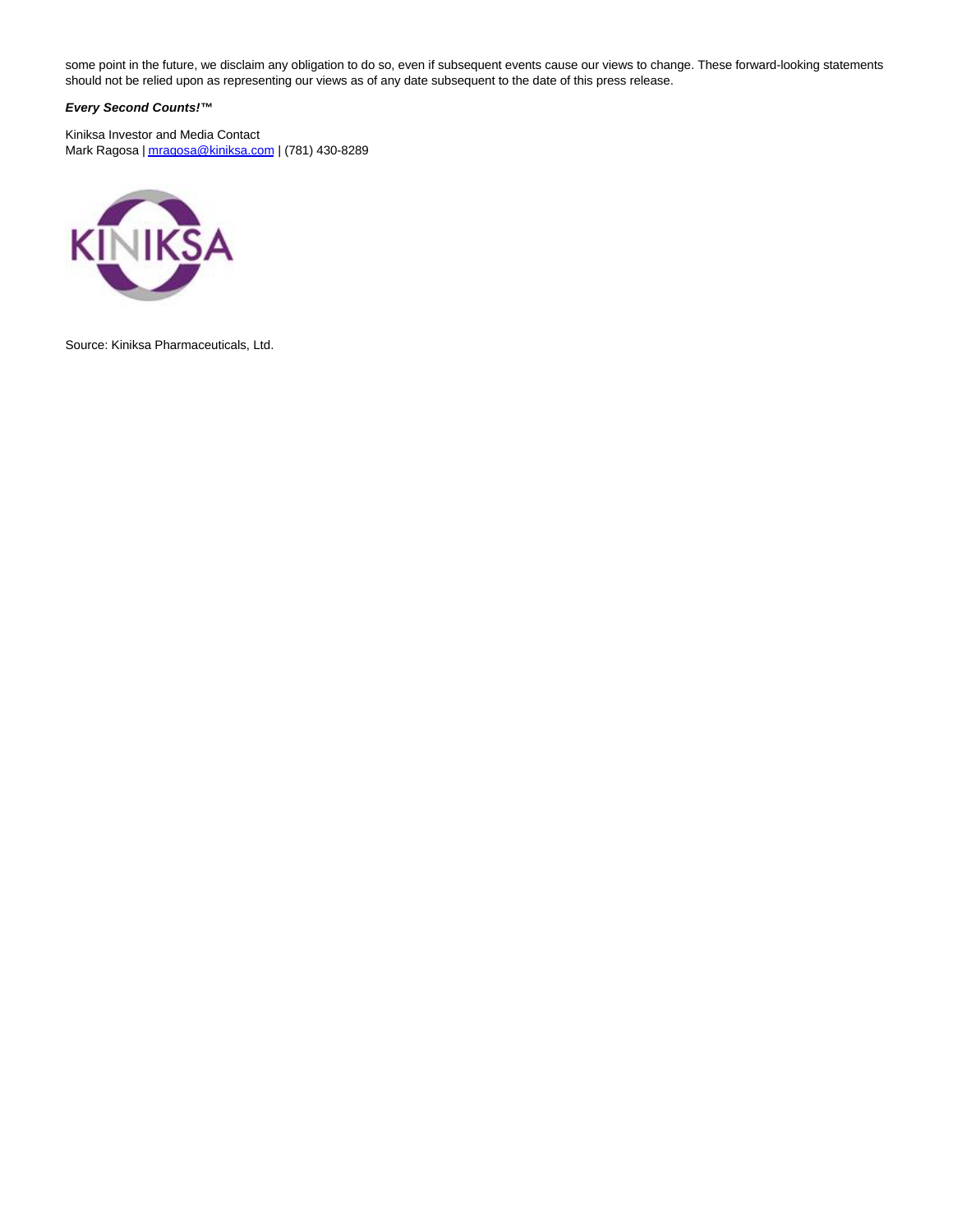some point in the future, we disclaim any obligation to do so, even if subsequent events cause our views to change. These forward-looking statements should not be relied upon as representing our views as of any date subsequent to the date of this press release.

***Every Second Counts!™***

Kiniksa Investor and Media Contact
Mark Ragosa | mragosa@kiniksa.com | (781) 430-8289

Source: Kiniksa Pharmaceuticals, Ltd.